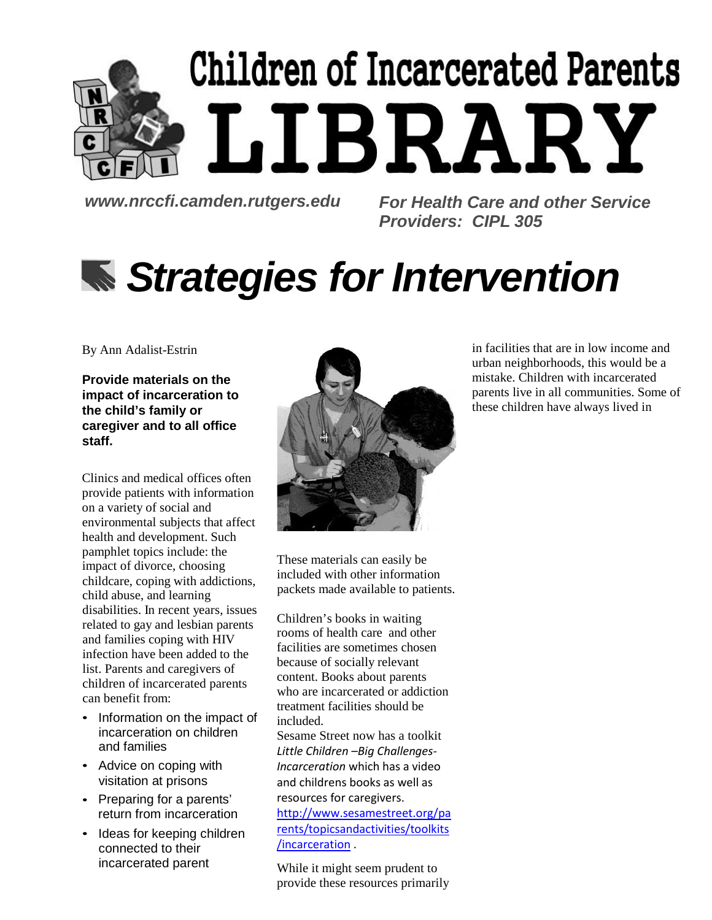# Children of Incarcerated Parents LIBRARY

**_www.nrccfi.camden.rutgers.edu_**

**_For Health Care and other Service Providers: CIPL 305_**

# _Strategies for Intervention_

By Ann Adalist-Estrin

**Provide materials on the impact of incarceration to the child's family or caregiver and to all office staff.**

Clinics and medical offices often provide patients with information on a variety of social and environmental subjects that affect health and development. Such pamphlet topics include: the impact of divorce, choosing childcare, coping with addictions, child abuse, and learning disabilities. In recent years, issues related to gay and lesbian parents and families coping with HIV infection have been added to the list. Parents and caregivers of children of incarcerated parents can benefit from:

- Information on the impact of incarceration on children and families
- Advice on coping with visitation at prisons
- Preparing for a parents' return from incarceration
- Ideas for keeping children connected to their incarcerated parent

These materials can easily be included with other information packets made available to patients.

Children's books in waiting rooms of health care and other facilities are sometimes chosen because of socially relevant content. Books about parents who are incarcerated or addiction treatment facilities should be included.
Sesame Street now has a toolkit *Little Children –Big Challenges-Incarceration* which has a video and childrens books as well as resources for caregivers. [http://www.sesamestreet.org/parents/topicsandactivities/toolkits/incarceration](http://www.sesamestreet.org/parents/topicsandactivities/toolkits/incarceration) .

While it might seem prudent to provide these resources primarily in facilities that are in low income and urban neighborhoods, this would be a mistake. Children with incarcerated parents live in all communities. Some of these children have always lived in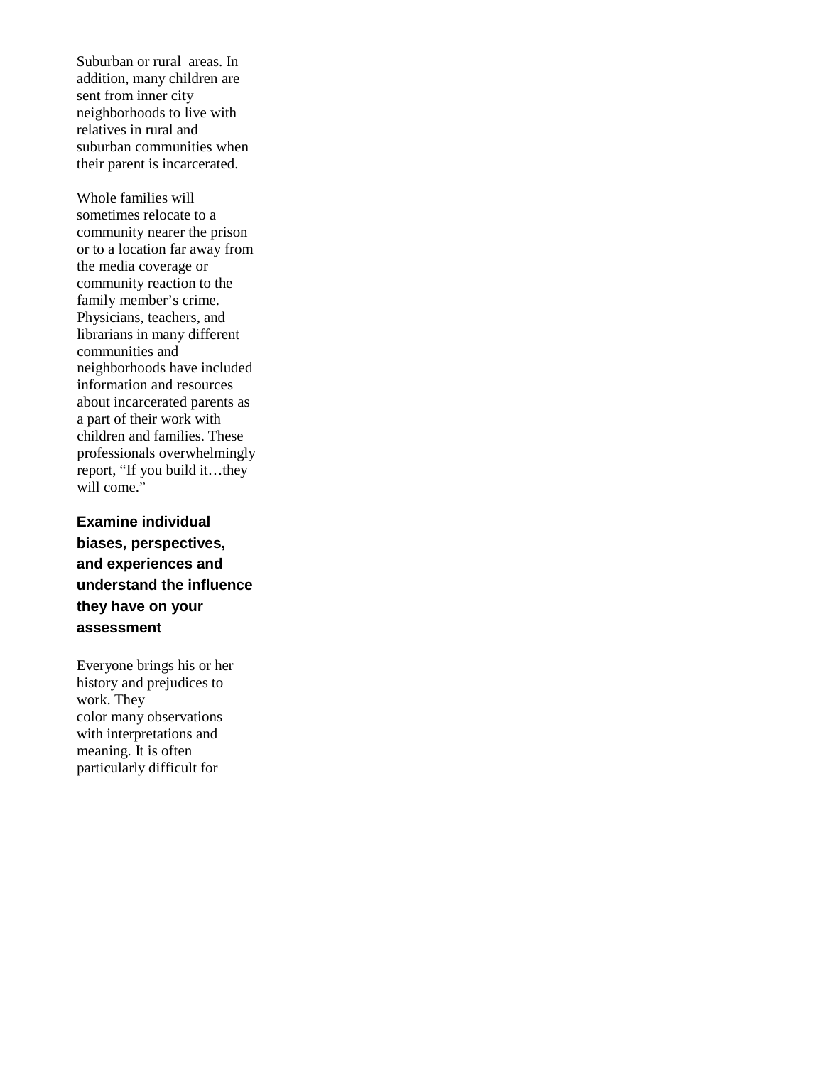Suburban or rural areas. In addition, many children are sent from inner city neighborhoods to live with relatives in rural and suburban communities when their parent is incarcerated.

Whole families will sometimes relocate to a community nearer the prison or to a location far away from the media coverage or community reaction to the family member's crime. Physicians, teachers, and librarians in many different communities and neighborhoods have included information and resources about incarcerated parents as a part of their work with children and families. These professionals overwhelmingly report, "If you build it…they will come."

### Examine individual biases, perspectives, and experiences and understand the influence they have on your assessment

Everyone brings his or her history and prejudices to work. They color many observations with interpretations and meaning. It is often particularly difficult for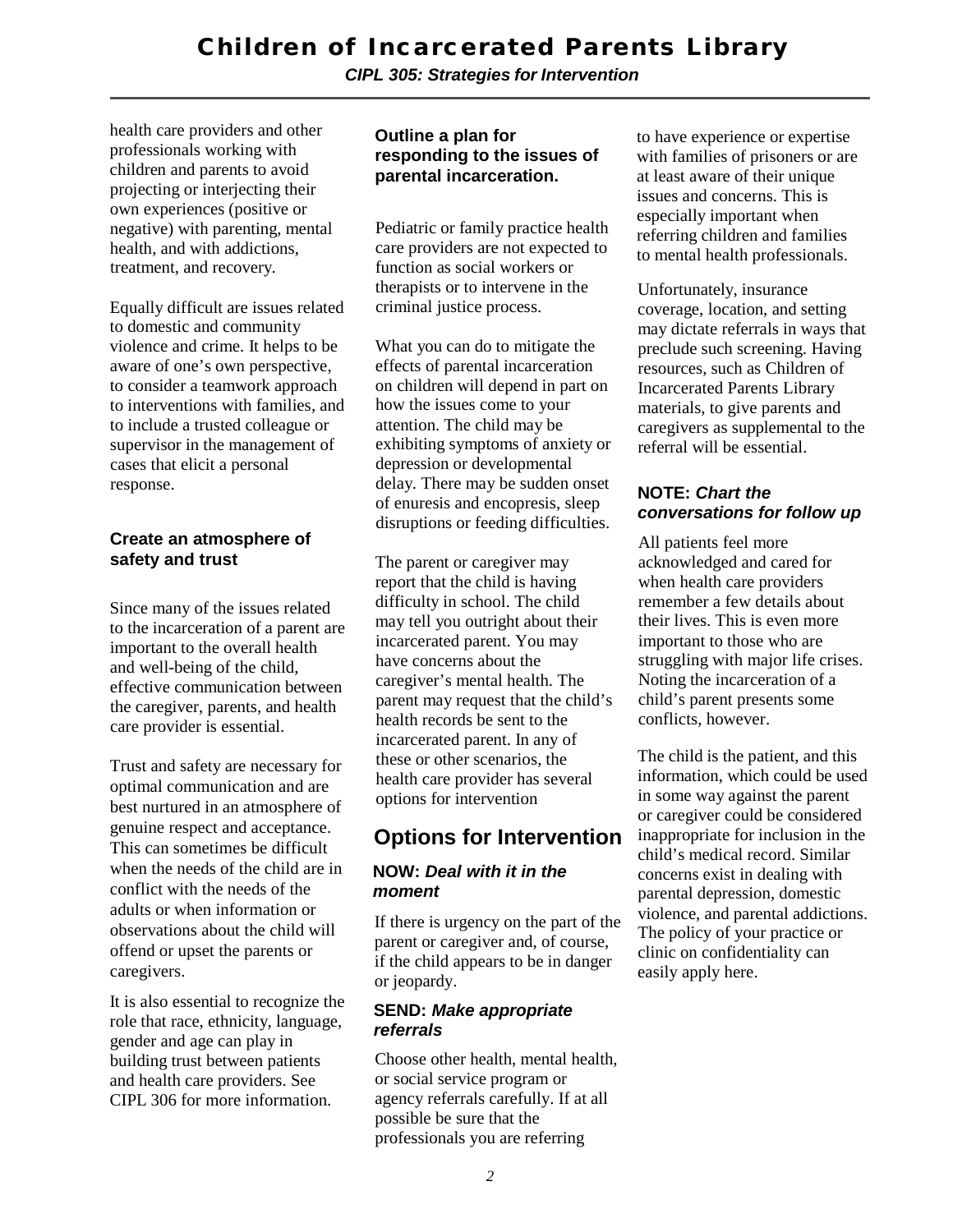health care providers and other professionals working with children and parents to avoid projecting or interjecting their own experiences (positive or negative) with parenting, mental health, and with addictions, treatment, and recovery.

Equally difficult are issues related to domestic and community violence and crime. It helps to be aware of one's own perspective, to consider a teamwork approach to interventions with families, and to include a trusted colleague or supervisor in the management of cases that elicit a personal response.

### Create an atmosphere of safety and trust

Since many of the issues related to the incarceration of a parent are important to the overall health and well-being of the child, effective communication between the caregiver, parents, and health care provider is essential.

Trust and safety are necessary for optimal communication and are best nurtured in an atmosphere of genuine respect and acceptance. This can sometimes be difficult when the needs of the child are in conflict with the needs of the adults or when information or observations about the child will offend or upset the parents or caregivers.

It is also essential to recognize the role that race, ethnicity, language, gender and age can play in building trust between patients and health care providers. See CIPL 306 for more information.

### Outline a plan for responding to the issues of parental incarceration.

Pediatric or family practice health care providers are not expected to function as social workers or therapists or to intervene in the criminal justice process.

What you can do to mitigate the effects of parental incarceration on children will depend in part on how the issues come to your attention. The child may be exhibiting symptoms of anxiety or depression or developmental delay. There may be sudden onset of enuresis and encopresis, sleep disruptions or feeding difficulties.

The parent or caregiver may report that the child is having difficulty in school. The child may tell you outright about their incarcerated parent. You may have concerns about the caregiver's mental health. The parent may request that the child's health records be sent to the incarcerated parent. In any of these or other scenarios, the health care provider has several options for intervention

## Options for Intervention

### NOW: *Deal with it in the moment*

If there is urgency on the part of the parent or caregiver and, of course, if the child appears to be in danger or jeopardy.

### SEND: *Make appropriate referrals*

Choose other health, mental health, or social service program or agency referrals carefully. If at all possible be sure that the professionals you are referring to have experience or expertise with families of prisoners or are at least aware of their unique issues and concerns. This is especially important when referring children and families to mental health professionals.

Unfortunately, insurance coverage, location, and setting may dictate referrals in ways that preclude such screening. Having resources, such as Children of Incarcerated Parents Library materials, to give parents and caregivers as supplemental to the referral will be essential.

### NOTE: *Chart the conversations for follow up*

All patients feel more acknowledged and cared for when health care providers remember a few details about their lives. This is even more important to those who are struggling with major life crises. Noting the incarceration of a child's parent presents some conflicts, however.

The child is the patient, and this information, which could be used in some way against the parent or caregiver could be considered inappropriate for inclusion in the child's medical record. Similar concerns exist in dealing with parental depression, domestic violence, and parental addictions. The policy of your practice or clinic on confidentiality can easily apply here.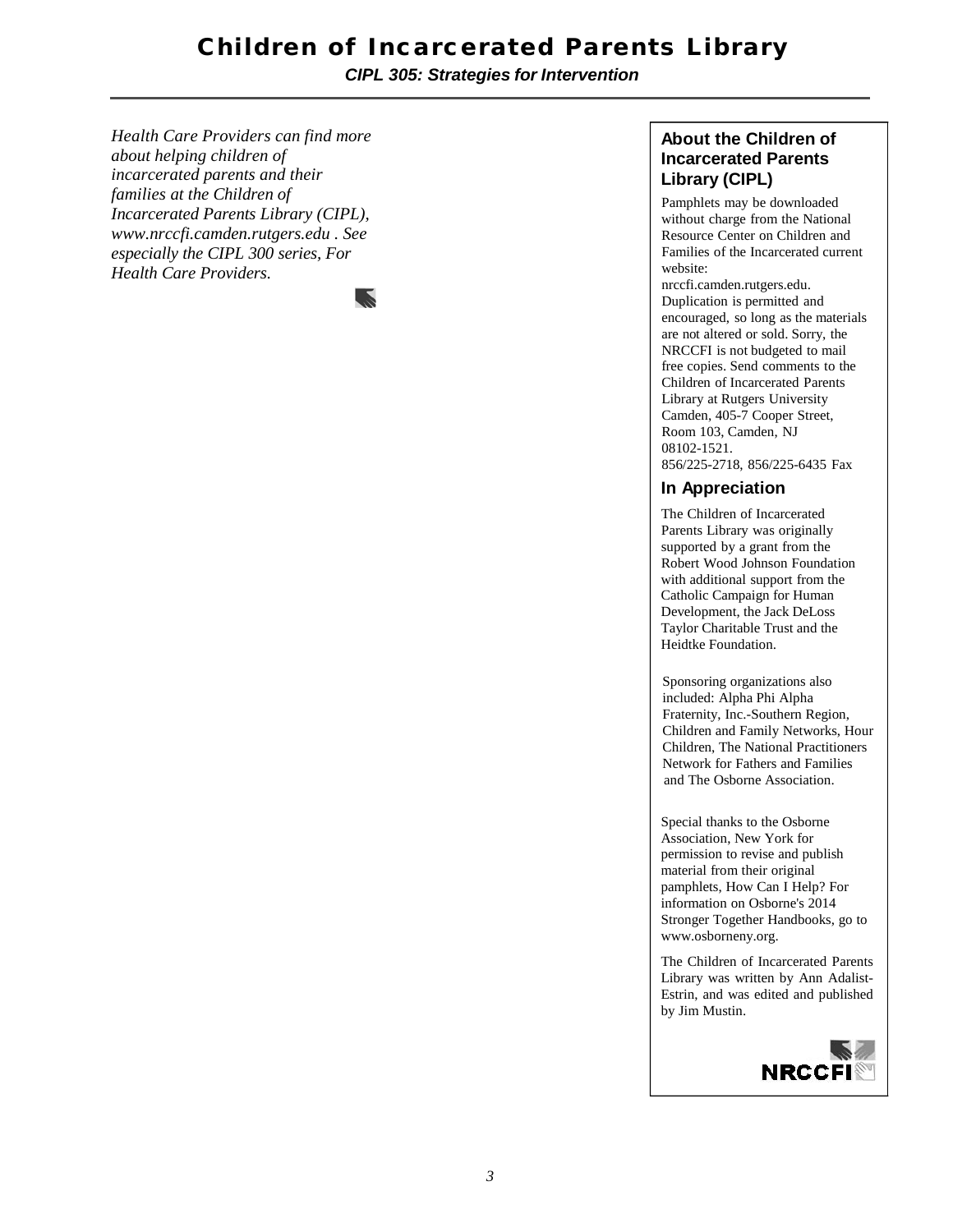*Health Care Providers can find more about helping children of incarcerated parents and their families at the Children of Incarcerated Parents Library (CIPL), www.nrccfi.camden.rutgers.edu . See especially the CIPL 300 series, For Health Care Providers.*

## About the Children of Incarcerated Parents Library (CIPL)

Pamphlets may be downloaded without charge from the National Resource Center on Children and Families of the Incarcerated current website: nrccfi.camden.rutgers.edu. Duplication is permitted and encouraged, so long as the materials are not altered or sold. Sorry, the NRCCFI is not budgeted to mail free copies. Send comments to the Children of Incarcerated Parents Library at Rutgers University Camden, 405-7 Cooper Street, Room 103, Camden, NJ 08102-1521.
856/225-2718, 856/225-6435 Fax

## In Appreciation

The Children of Incarcerated Parents Library was originally supported by a grant from the Robert Wood Johnson Foundation with additional support from the Catholic Campaign for Human Development, the Jack DeLoss Taylor Charitable Trust and the Heidtke Foundation.

Sponsoring organizations also included: Alpha Phi Alpha Fraternity, Inc.-Southern Region, Children and Family Networks, Hour Children, The National Practitioners Network for Fathers and Families and The Osborne Association.

Special thanks to the Osborne Association, New York for permission to revise and publish material from their original pamphlets, How Can I Help? For information on Osborne's 2014 Stronger Together Handbooks, go to www.osborneny.org.

The Children of Incarcerated Parents Library was written by Ann Adalist-Estrin, and was edited and published by Jim Mustin.

NRCCFI